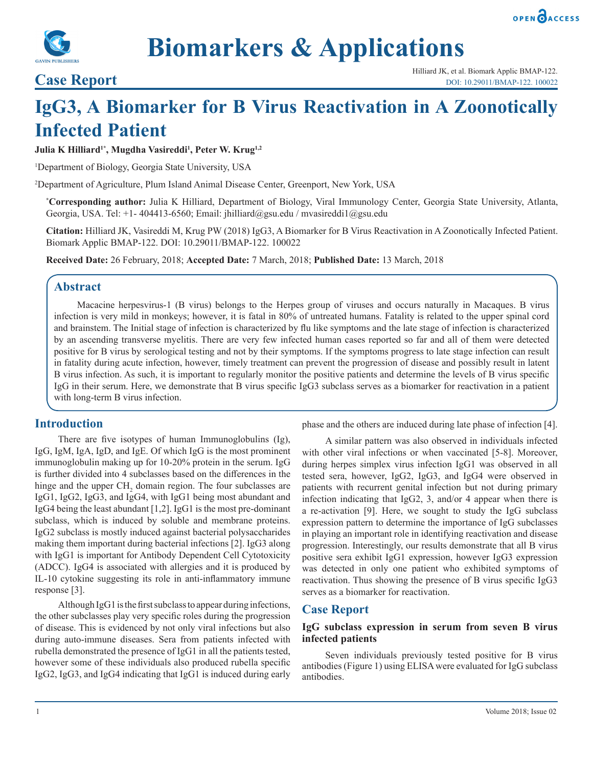# Biomarkers & Applications

## Case Report

# IgG3, A Biomarker for B Virus Reactivation in A Zoonotically Infected Patient

**Julia K Hilliard[1*], Mugdha Vasireddi[1], Peter W. Krug[1,2]**

[1]Department of Biology, Georgia State University, USA

[2]Department of Agriculture, Plum Island Animal Disease Center, Greenport, New York, USA

**[*]Corresponding author:** Julia K Hilliard, Department of Biology, Viral Immunology Center, Georgia State University, Atlanta, Georgia, USA. Tel: +1- 404413-6560; Email: jhilliard@gsu.edu / mvasireddi1@gsu.edu

**Citation:** Hilliard JK, Vasireddi M, Krug PW (2018) IgG3, A Biomarker for B Virus Reactivation in A Zoonotically Infected Patient. Biomark Applic BMAP-122. DOI: 10.29011/BMAP-122. 100022

**Received Date:** 26 February, 2018; **Accepted Date:** 7 March, 2018; **Published Date:** 13 March, 2018

## Abstract

Macacine herpesvirus-1 (B virus) belongs to the Herpes group of viruses and occurs naturally in Macaques. B virus infection is very mild in monkeys; however, it is fatal in 80% of untreated humans. Fatality is related to the upper spinal cord and brainstem. The Initial stage of infection is characterized by flu like symptoms and the late stage of infection is characterized by an ascending transverse myelitis. There are very few infected human cases reported so far and all of them were detected positive for B virus by serological testing and not by their symptoms. If the symptoms progress to late stage infection can result in fatality during acute infection, however, timely treatment can prevent the progression of disease and possibly result in latent B virus infection. As such, it is important to regularly monitor the positive patients and determine the levels of B virus specific IgG in their serum. Here, we demonstrate that B virus specific IgG3 subclass serves as a biomarker for reactivation in a patient with long-term B virus infection.

## Introduction

There are five isotypes of human Immunoglobulins (Ig), IgG, IgM, IgA, IgD, and IgE. Of which IgG is the most prominent immunoglobulin making up for 10-20% protein in the serum. IgG is further divided into 4 subclasses based on the differences in the hinge and the upper $CH_2$ domain region. The four subclasses are IgG1, IgG2, IgG3, and IgG4, with IgG1 being most abundant and IgG4 being the least abundant [1,2]. IgG1 is the most pre-dominant subclass, which is induced by soluble and membrane proteins. IgG2 subclass is mostly induced against bacterial polysaccharides making them important during bacterial infections [2]. IgG3 along with IgG1 is important for Antibody Dependent Cell Cytotoxicity (ADCC). IgG4 is associated with allergies and it is produced by IL-10 cytokine suggesting its role in anti-inflammatory immune response [3].

Although IgG1 is the first subclass to appear during infections, the other subclasses play very specific roles during the progression of disease. This is evidenced by not only viral infections but also during auto-immune diseases. Sera from patients infected with rubella demonstrated the presence of IgG1 in all the patients tested, however some of these individuals also produced rubella specific IgG2, IgG3, and IgG4 indicating that IgG1 is induced during early phase and the others are induced during late phase of infection [4].

A similar pattern was also observed in individuals infected with other viral infections or when vaccinated [5-8]. Moreover, during herpes simplex virus infection IgG1 was observed in all tested sera, however, IgG2, IgG3, and IgG4 were observed in patients with recurrent genital infection but not during primary infection indicating that IgG2, 3, and/or 4 appear when there is a re-activation [9]. Here, we sought to study the IgG subclass expression pattern to determine the importance of IgG subclasses in playing an important role in identifying reactivation and disease progression. Interestingly, our results demonstrate that all B virus positive sera exhibit IgG1 expression, however IgG3 expression was detected in only one patient who exhibited symptoms of reactivation. Thus showing the presence of B virus specific IgG3 serves as a biomarker for reactivation.

## Case Report

### IgG subclass expression in serum from seven B virus infected patients

Seven individuals previously tested positive for B virus antibodies (Figure 1) using ELISA were evaluated for IgG subclass antibodies.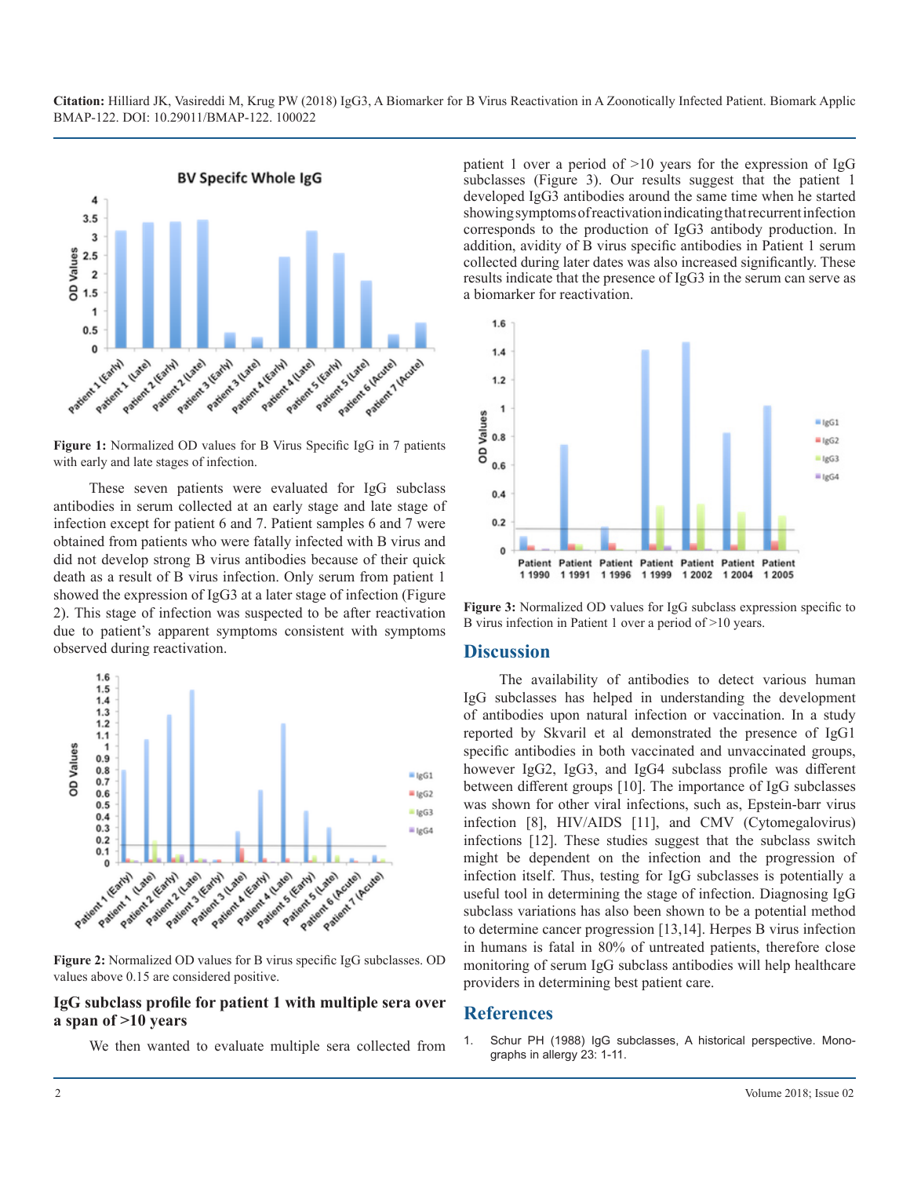Figure 1: Normalized OD values for B Virus Specific IgG in 7 patients with early and late stages of infection.

These seven patients were evaluated for IgG subclass antibodies in serum collected at an early stage and late stage of infection except for patient 6 and 7. Patient samples 6 and 7 were obtained from patients who were fatally infected with B virus and did not develop strong B virus antibodies because of their quick death as a result of B virus infection. Only serum from patient 1 showed the expression of IgG3 at a later stage of infection (Figure 2). This stage of infection was suspected to be after reactivation due to patient's apparent symptoms consistent with symptoms observed during reactivation.

Figure 2: Normalized OD values for B virus specific IgG subclasses. OD values above 0.15 are considered positive.

### IgG subclass profile for patient 1 with multiple sera over a span of >10 years

We then wanted to evaluate multiple sera collected from patient 1 over a period of >10 years for the expression of IgG subclasses (Figure 3). Our results suggest that the patient 1 developed IgG3 antibodies around the same time when he started showing symptoms of reactivation indicating that recurrent infection corresponds to the production of IgG3 antibody production. In addition, avidity of B virus specific antibodies in Patient 1 serum collected during later dates was also increased significantly. These results indicate that the presence of IgG3 in the serum can serve as a biomarker for reactivation.

Figure 3: Normalized OD values for IgG subclass expression specific to B virus infection in Patient 1 over a period of >10 years.

## Discussion

The availability of antibodies to detect various human IgG subclasses has helped in understanding the development of antibodies upon natural infection or vaccination. In a study reported by Skvaril et al demonstrated the presence of IgG1 specific antibodies in both vaccinated and unvaccinated groups, however IgG2, IgG3, and IgG4 subclass profile was different between different groups [10]. The importance of IgG subclasses was shown for other viral infections, such as, Epstein-barr virus infection [8], HIV/AIDS [11], and CMV (Cytomegalovirus) infections [12]. These studies suggest that the subclass switch might be dependent on the infection and the progression of infection itself. Thus, testing for IgG subclasses is potentially a useful tool in determining the stage of infection. Diagnosing IgG subclass variations has also been shown to be a potential method to determine cancer progression [13,14]. Herpes B virus infection in humans is fatal in 80% of untreated patients, therefore close monitoring of serum IgG subclass antibodies will help healthcare providers in determining best patient care.

## References

1. Schur PH (1988) IgG subclasses, A historical perspective. Monographs in allergy 23: 1-11.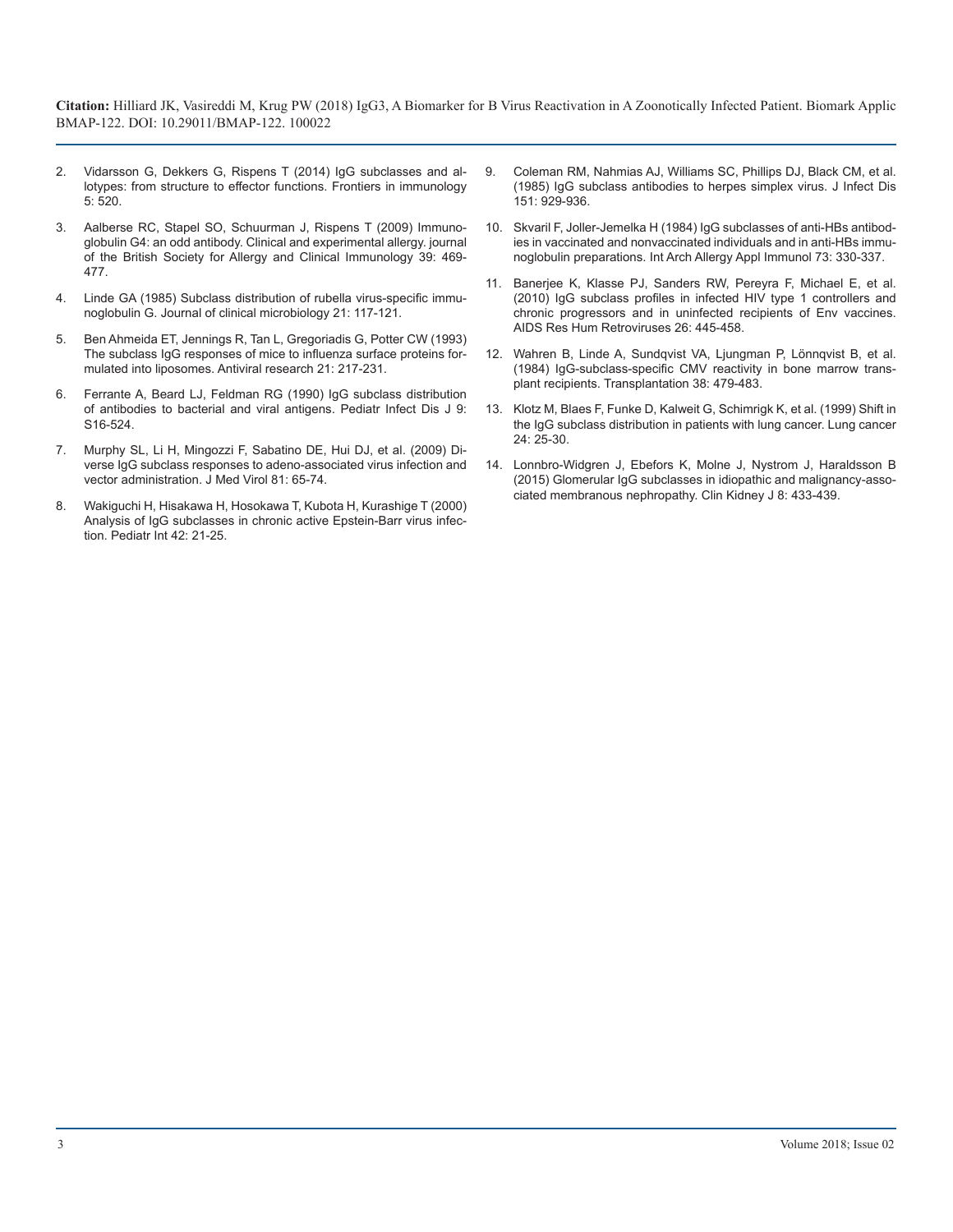2. Vidarsson G, Dekkers G, Rispens T (2014) IgG subclasses and allotypes: from structure to effector functions. Frontiers in immunology 5: 520.
3. Aalberse RC, Stapel SO, Schuurman J, Rispens T (2009) Immunoglobulin G4: an odd antibody. Clinical and experimental allergy. journal of the British Society for Allergy and Clinical Immunology 39: 469-477.
4. Linde GA (1985) Subclass distribution of rubella virus-specific immunoglobulin G. Journal of clinical microbiology 21: 117-121.
5. Ben Ahmeida ET, Jennings R, Tan L, Gregoriadis G, Potter CW (1993) The subclass IgG responses of mice to influenza surface proteins formulated into liposomes. Antiviral research 21: 217-231.
6. Ferrante A, Beard LJ, Feldman RG (1990) IgG subclass distribution of antibodies to bacterial and viral antigens. Pediatr Infect Dis J 9: S16-524.
7. Murphy SL, Li H, Mingozzi F, Sabatino DE, Hui DJ, et al. (2009) Diverse IgG subclass responses to adeno-associated virus infection and vector administration. J Med Virol 81: 65-74.
8. Wakiguchi H, Hisakawa H, Hosokawa T, Kubota H, Kurashige T (2000) Analysis of IgG subclasses in chronic active Epstein-Barr virus infection. Pediatr Int 42: 21-25.
9. Coleman RM, Nahmias AJ, Williams SC, Phillips DJ, Black CM, et al. (1985) IgG subclass antibodies to herpes simplex virus. J Infect Dis 151: 929-936.
10. Skvaril F, Joller-Jemelka H (1984) IgG subclasses of anti-HBs antibodies in vaccinated and nonvaccinated individuals and in anti-HBs immunoglobulin preparations. Int Arch Allergy Appl Immunol 73: 330-337.
11. Banerjee K, Klasse PJ, Sanders RW, Pereyra F, Michael E, et al. (2010) IgG subclass profiles in infected HIV type 1 controllers and chronic progressors and in uninfected recipients of Env vaccines. AIDS Res Hum Retroviruses 26: 445-458.
12. Wahren B, Linde A, Sundqvist VA, Ljungman P, Lönnqvist B, et al. (1984) IgG-subclass-specific CMV reactivity in bone marrow transplant recipients. Transplantation 38: 479-483.
13. Klotz M, Blaes F, Funke D, Kalweit G, Schimrigk K, et al. (1999) Shift in the IgG subclass distribution in patients with lung cancer. Lung cancer 24: 25-30.
14. Lonnbro-Widgren J, Ebefors K, Molne J, Nystrom J, Haraldsson B (2015) Glomerular IgG subclasses in idiopathic and malignancy-associated membranous nephropathy. Clin Kidney J 8: 433-439.